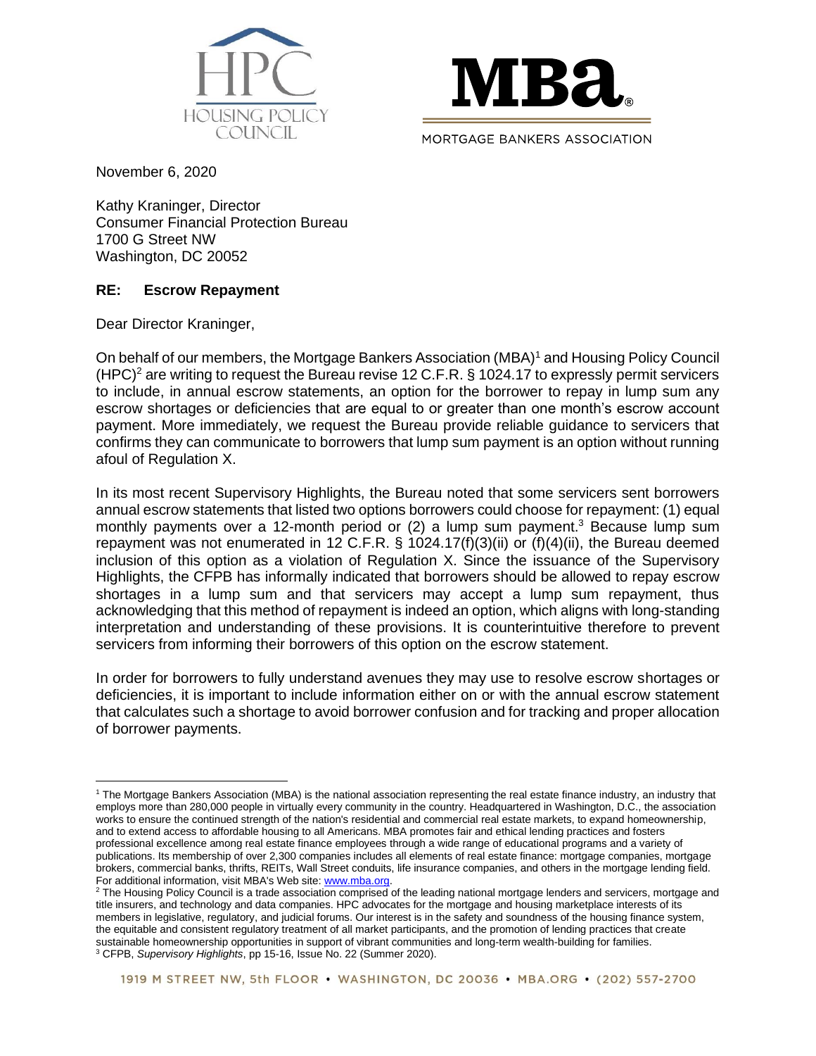November 6, 2020

Kathy Kraninger, Director
Consumer Financial Protection Bureau
1700 G Street NW
Washington, DC 20052

**RE: Escrow Repayment**

Dear Director Kraninger,

On behalf of our members, the Mortgage Bankers Association (MBA)[1] and Housing Policy Council (HPC)[2] are writing to request the Bureau revise 12 C.F.R. § 1024.17 to expressly permit servicers to include, in annual escrow statements, an option for the borrower to repay in lump sum any escrow shortages or deficiencies that are equal to or greater than one month's escrow account payment. More immediately, we request the Bureau provide reliable guidance to servicers that confirms they can communicate to borrowers that lump sum payment is an option without running afoul of Regulation X.

In its most recent Supervisory Highlights, the Bureau noted that some servicers sent borrowers annual escrow statements that listed two options borrowers could choose for repayment: (1) equal monthly payments over a 12-month period or (2) a lump sum payment.[3] Because lump sum repayment was not enumerated in 12 C.F.R. § 1024.17(f)(3)(ii) or (f)(4)(ii), the Bureau deemed inclusion of this option as a violation of Regulation X. Since the issuance of the Supervisory Highlights, the CFPB has informally indicated that borrowers should be allowed to repay escrow shortages in a lump sum and that servicers may accept a lump sum repayment, thus acknowledging that this method of repayment is indeed an option, which aligns with long-standing interpretation and understanding of these provisions. It is counterintuitive therefore to prevent servicers from informing their borrowers of this option on the escrow statement.

In order for borrowers to fully understand avenues they may use to resolve escrow shortages or deficiencies, it is important to include information either on or with the annual escrow statement that calculates such a shortage to avoid borrower confusion and for tracking and proper allocation of borrower payments.

---

[1] The Mortgage Bankers Association (MBA) is the national association representing the real estate finance industry, an industry that employs more than 280,000 people in virtually every community in the country. Headquartered in Washington, D.C., the association works to ensure the continued strength of the nation's residential and commercial real estate markets, to expand homeownership, and to extend access to affordable housing to all Americans. MBA promotes fair and ethical lending practices and fosters professional excellence among real estate finance employees through a wide range of educational programs and a variety of publications. Its membership of over 2,300 companies includes all elements of real estate finance: mortgage companies, mortgage brokers, commercial banks, thrifts, REITs, Wall Street conduits, life insurance companies, and others in the mortgage lending field. For additional information, visit MBA's Web site: www.mba.org.

[2] The Housing Policy Council is a trade association comprised of the leading national mortgage lenders and servicers, mortgage and title insurers, and technology and data companies. HPC advocates for the mortgage and housing marketplace interests of its members in legislative, regulatory, and judicial forums. Our interest is in the safety and soundness of the housing finance system, the equitable and consistent regulatory treatment of all market participants, and the promotion of lending practices that create sustainable homeownership opportunities in support of vibrant communities and long-term wealth-building for families.

[3] CFPB, *Supervisory Highlights*, pp 15-16, Issue No. 22 (Summer 2020).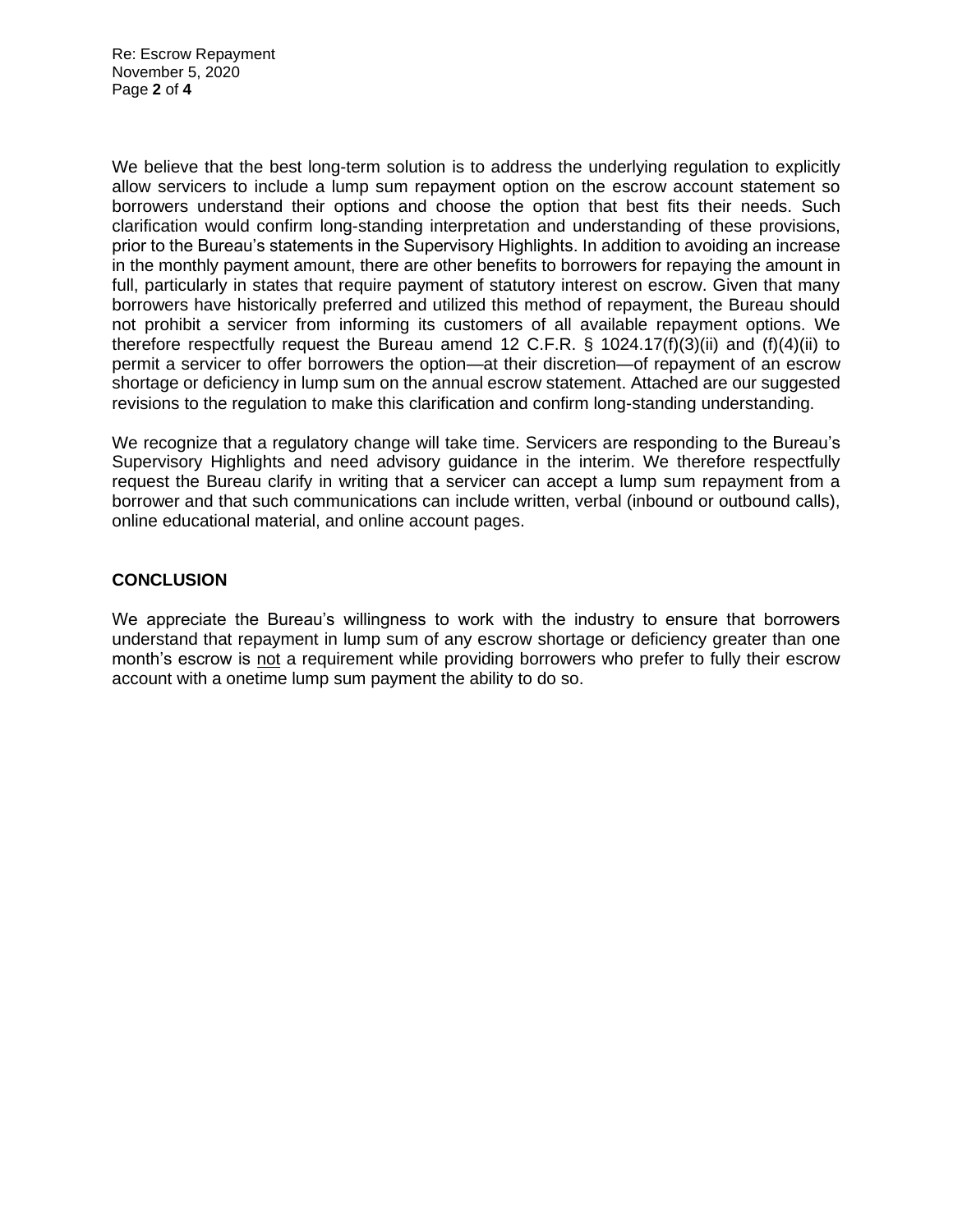We believe that the best long-term solution is to address the underlying regulation to explicitly allow servicers to include a lump sum repayment option on the escrow account statement so borrowers understand their options and choose the option that best fits their needs. Such clarification would confirm long-standing interpretation and understanding of these provisions, prior to the Bureau's statements in the Supervisory Highlights. In addition to avoiding an increase in the monthly payment amount, there are other benefits to borrowers for repaying the amount in full, particularly in states that require payment of statutory interest on escrow. Given that many borrowers have historically preferred and utilized this method of repayment, the Bureau should not prohibit a servicer from informing its customers of all available repayment options. We therefore respectfully request the Bureau amend 12 C.F.R. § 1024.17(f)(3)(ii) and (f)(4)(ii) to permit a servicer to offer borrowers the option—at their discretion—of repayment of an escrow shortage or deficiency in lump sum on the annual escrow statement. Attached are our suggested revisions to the regulation to make this clarification and confirm long-standing understanding.

We recognize that a regulatory change will take time. Servicers are responding to the Bureau's Supervisory Highlights and need advisory guidance in the interim. We therefore respectfully request the Bureau clarify in writing that a servicer can accept a lump sum repayment from a borrower and that such communications can include written, verbal (inbound or outbound calls), online educational material, and online account pages.

**CONCLUSION**

We appreciate the Bureau's willingness to work with the industry to ensure that borrowers understand that repayment in lump sum of any escrow shortage or deficiency greater than one month's escrow is <u>not</u> a requirement while providing borrowers who prefer to fully their escrow account with a onetime lump sum payment the ability to do so.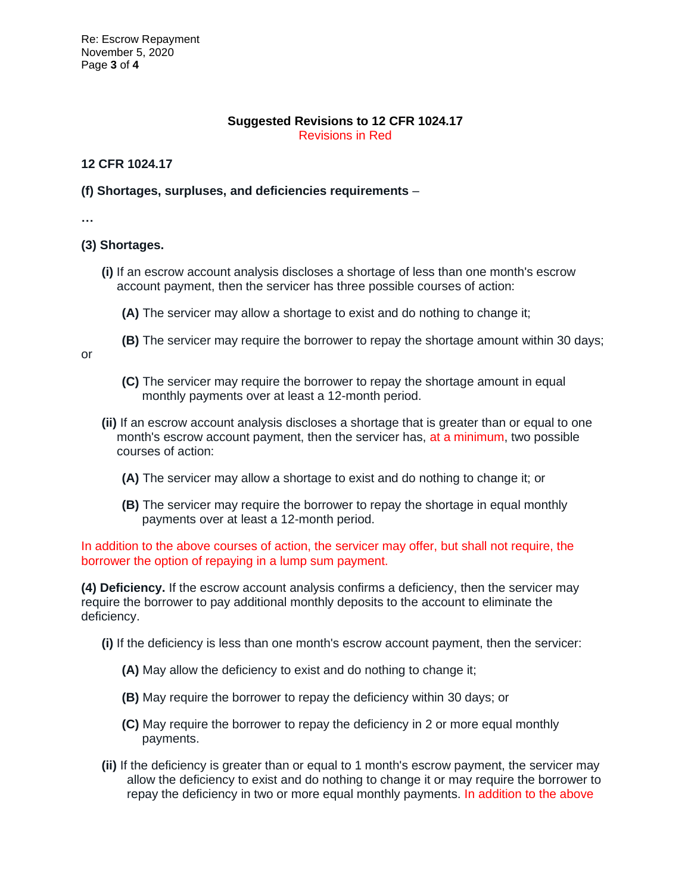**Suggested Revisions to 12 CFR 1024.17**
Revisions in Red

**12 CFR 1024.17**

**(f) Shortages, surpluses, and deficiencies requirements** –

**…**

**(3) Shortages.**

**(i)** If an escrow account analysis discloses a shortage of less than one month's escrow account payment, then the servicer has three possible courses of action:

**(A)** The servicer may allow a shortage to exist and do nothing to change it;

**(B)** The servicer may require the borrower to repay the shortage amount within 30 days; or

**(C)** The servicer may require the borrower to repay the shortage amount in equal monthly payments over at least a 12-month period.

**(ii)** If an escrow account analysis discloses a shortage that is greater than or equal to one month's escrow account payment, then the servicer has, at a minimum, two possible courses of action:

**(A)** The servicer may allow a shortage to exist and do nothing to change it; or

**(B)** The servicer may require the borrower to repay the shortage in equal monthly payments over at least a 12-month period.

In addition to the above courses of action, the servicer may offer, but shall not require, the borrower the option of repaying in a lump sum payment.

**(4) Deficiency.** If the escrow account analysis confirms a deficiency, then the servicer may require the borrower to pay additional monthly deposits to the account to eliminate the deficiency.

**(i)** If the deficiency is less than one month's escrow account payment, then the servicer:

**(A)** May allow the deficiency to exist and do nothing to change it;

**(B)** May require the borrower to repay the deficiency within 30 days; or

**(C)** May require the borrower to repay the deficiency in 2 or more equal monthly payments.

**(ii)** If the deficiency is greater than or equal to 1 month's escrow payment, the servicer may allow the deficiency to exist and do nothing to change it or may require the borrower to repay the deficiency in two or more equal monthly payments. In addition to the above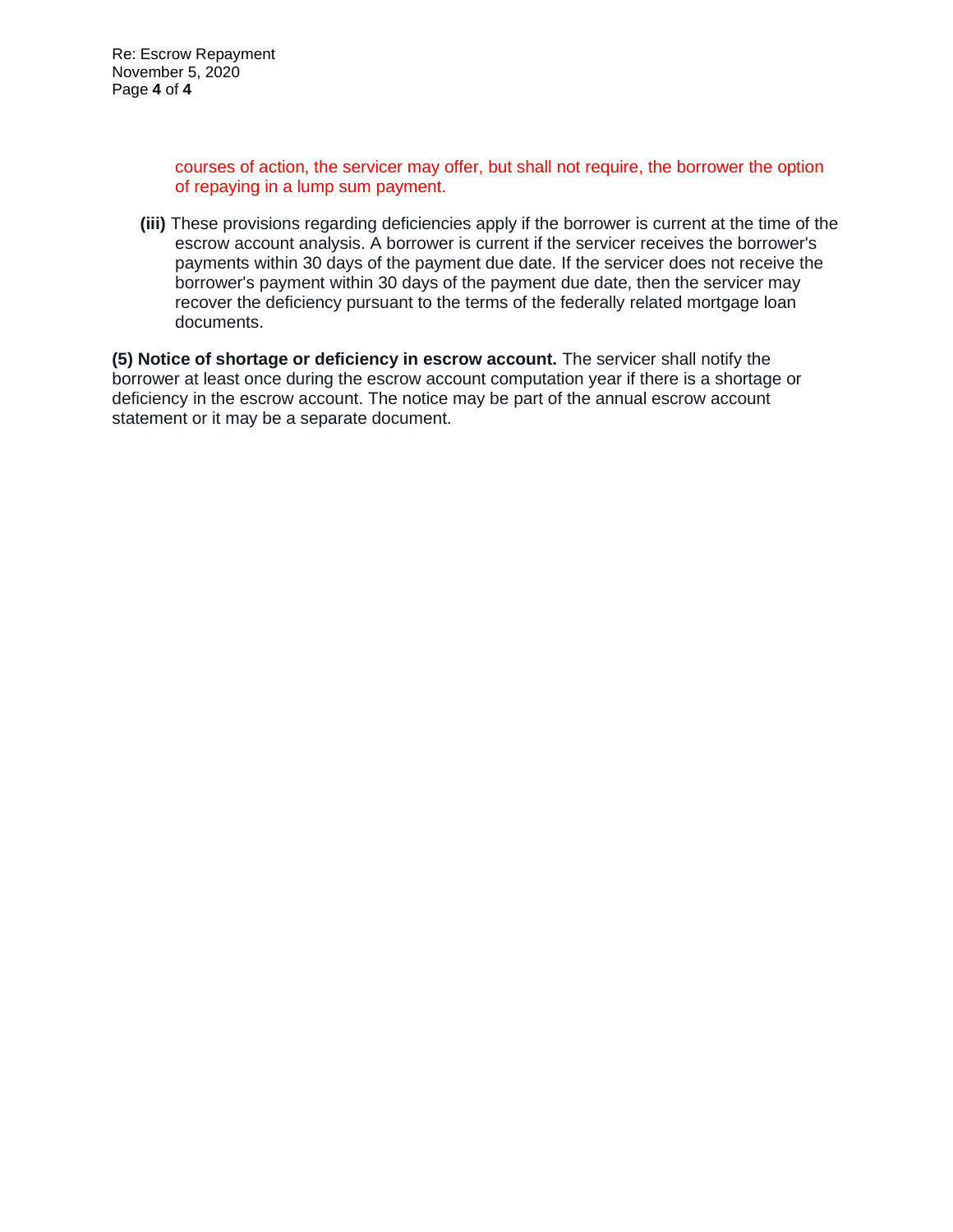courses of action, the servicer may offer, but shall not require, the borrower the option of repaying in a lump sum payment.

**(iii)** These provisions regarding deficiencies apply if the borrower is current at the time of the escrow account analysis. A borrower is current if the servicer receives the borrower's payments within 30 days of the payment due date. If the servicer does not receive the borrower's payment within 30 days of the payment due date, then the servicer may recover the deficiency pursuant to the terms of the federally related mortgage loan documents.

**(5) Notice of shortage or deficiency in escrow account.** The servicer shall notify the borrower at least once during the escrow account computation year if there is a shortage or deficiency in the escrow account. The notice may be part of the annual escrow account statement or it may be a separate document.